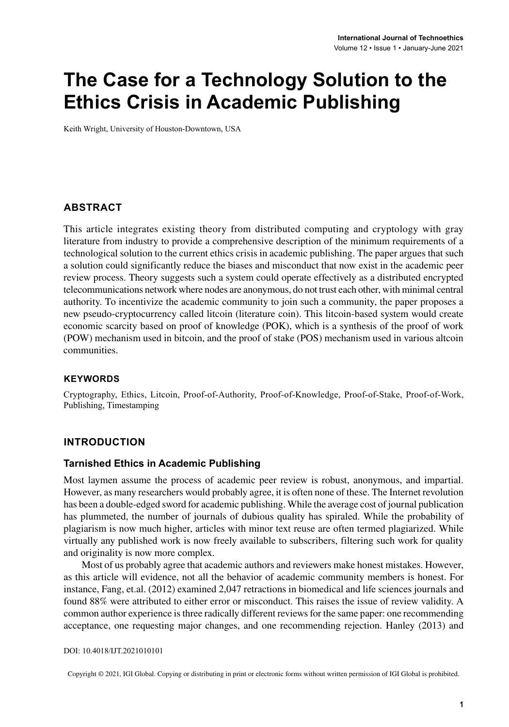# The Case for a Technology Solution to the Ethics Crisis in Academic Publishing

Keith Wright, University of Houston-Downtown, USA

## ABSTRACT

This article integrates existing theory from distributed computing and cryptology with gray literature from industry to provide a comprehensive description of the minimum requirements of a technological solution to the current ethics crisis in academic publishing. The paper argues that such a solution could significantly reduce the biases and misconduct that now exist in the academic peer review process. Theory suggests such a system could operate effectively as a distributed encrypted telecommunications network where nodes are anonymous, do not trust each other, with minimal central authority. To incentivize the academic community to join such a community, the paper proposes a new pseudo-cryptocurrency called litcoin (literature coin). This litcoin-based system would create economic scarcity based on proof of knowledge (POK), which is a synthesis of the proof of work (POW) mechanism used in bitcoin, and the proof of stake (POS) mechanism used in various altcoin communities.

### KEYWORDS

Cryptography, Ethics, Litcoin, Proof-of-Authority, Proof-of-Knowledge, Proof-of-Stake, Proof-of-Work, Publishing, Timestamping

## INTRODUCTION

### Tarnished Ethics in Academic Publishing

Most laymen assume the process of academic peer review is robust, anonymous, and impartial. However, as many researchers would probably agree, it is often none of these. The Internet revolution has been a double-edged sword for academic publishing. While the average cost of journal publication has plummeted, the number of journals of dubious quality has spiraled. While the probability of plagiarism is now much higher, articles with minor text reuse are often termed plagiarized. While virtually any published work is now freely available to subscribers, filtering such work for quality and originality is now more complex.

Most of us probably agree that academic authors and reviewers make honest mistakes. However, as this article will evidence, not all the behavior of academic community members is honest. For instance, Fang, et.al. (2012) examined 2,047 retractions in biomedical and life sciences journals and found 88% were attributed to either error or misconduct. This raises the issue of review validity. A common author experience is three radically different reviews for the same paper: one recommending acceptance, one requesting major changes, and one recommending rejection. Hanley (2013) and

DOI: 10.4018/IJT.2021010101

Copyright © 2021, IGI Global. Copying or distributing in print or electronic forms without written permission of IGI Global is prohibited.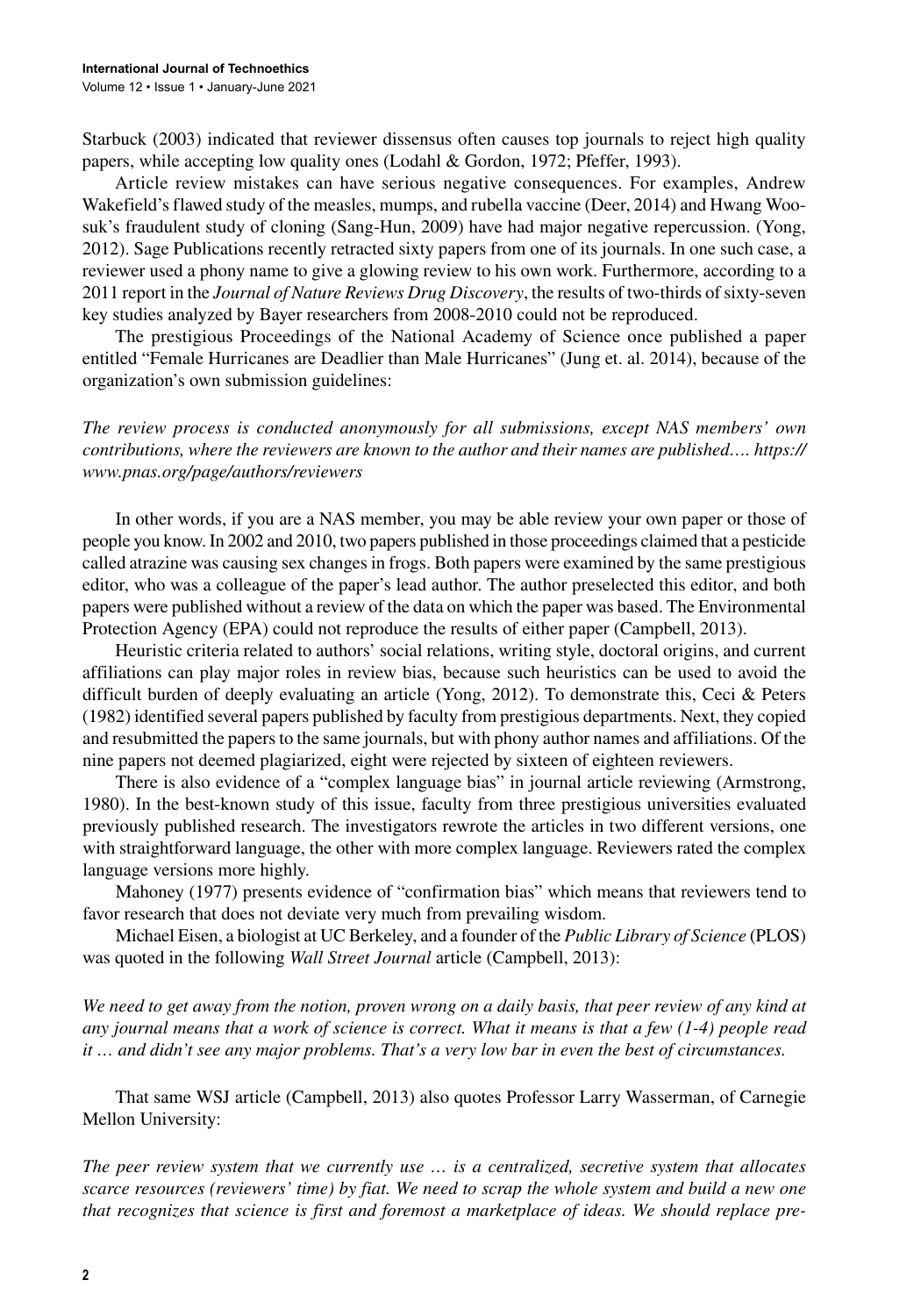Starbuck (2003) indicated that reviewer dissensus often causes top journals to reject high quality papers, while accepting low quality ones (Lodahl & Gordon, 1972; Pfeffer, 1993).

Article review mistakes can have serious negative consequences. For examples, Andrew Wakefield's flawed study of the measles, mumps, and rubella vaccine (Deer, 2014) and Hwang Woo-suk's fraudulent study of cloning (Sang-Hun, 2009) have had major negative repercussion. (Yong, 2012). Sage Publications recently retracted sixty papers from one of its journals. In one such case, a reviewer used a phony name to give a glowing review to his own work. Furthermore, according to a 2011 report in the *Journal of Nature Reviews Drug Discovery*, the results of two-thirds of sixty-seven key studies analyzed by Bayer researchers from 2008-2010 could not be reproduced.

The prestigious Proceedings of the National Academy of Science once published a paper entitled "Female Hurricanes are Deadlier than Male Hurricanes" (Jung et. al. 2014), because of the organization's own submission guidelines:

*The review process is conducted anonymously for all submissions, except NAS members' own contributions, where the reviewers are known to the author and their names are published…. https://www.pnas.org/page/authors/reviewers*

In other words, if you are a NAS member, you may be able review your own paper or those of people you know. In 2002 and 2010, two papers published in those proceedings claimed that a pesticide called atrazine was causing sex changes in frogs. Both papers were examined by the same prestigious editor, who was a colleague of the paper's lead author. The author preselected this editor, and both papers were published without a review of the data on which the paper was based. The Environmental Protection Agency (EPA) could not reproduce the results of either paper (Campbell, 2013).

Heuristic criteria related to authors' social relations, writing style, doctoral origins, and current affiliations can play major roles in review bias, because such heuristics can be used to avoid the difficult burden of deeply evaluating an article (Yong, 2012). To demonstrate this, Ceci & Peters (1982) identified several papers published by faculty from prestigious departments. Next, they copied and resubmitted the papers to the same journals, but with phony author names and affiliations. Of the nine papers not deemed plagiarized, eight were rejected by sixteen of eighteen reviewers.

There is also evidence of a "complex language bias" in journal article reviewing (Armstrong, 1980). In the best-known study of this issue, faculty from three prestigious universities evaluated previously published research. The investigators rewrote the articles in two different versions, one with straightforward language, the other with more complex language. Reviewers rated the complex language versions more highly.

Mahoney (1977) presents evidence of "confirmation bias" which means that reviewers tend to favor research that does not deviate very much from prevailing wisdom.

Michael Eisen, a biologist at UC Berkeley, and a founder of the *Public Library of Science* (PLOS) was quoted in the following *Wall Street Journal* article (Campbell, 2013):

*We need to get away from the notion, proven wrong on a daily basis, that peer review of any kind at any journal means that a work of science is correct. What it means is that a few (1-4) people read it … and didn't see any major problems. That's a very low bar in even the best of circumstances.*

That same WSJ article (Campbell, 2013) also quotes Professor Larry Wasserman, of Carnegie Mellon University:

*The peer review system that we currently use … is a centralized, secretive system that allocates scarce resources (reviewers' time) by fiat. We need to scrap the whole system and build a new one that recognizes that science is first and foremost a marketplace of ideas. We should replace pre-*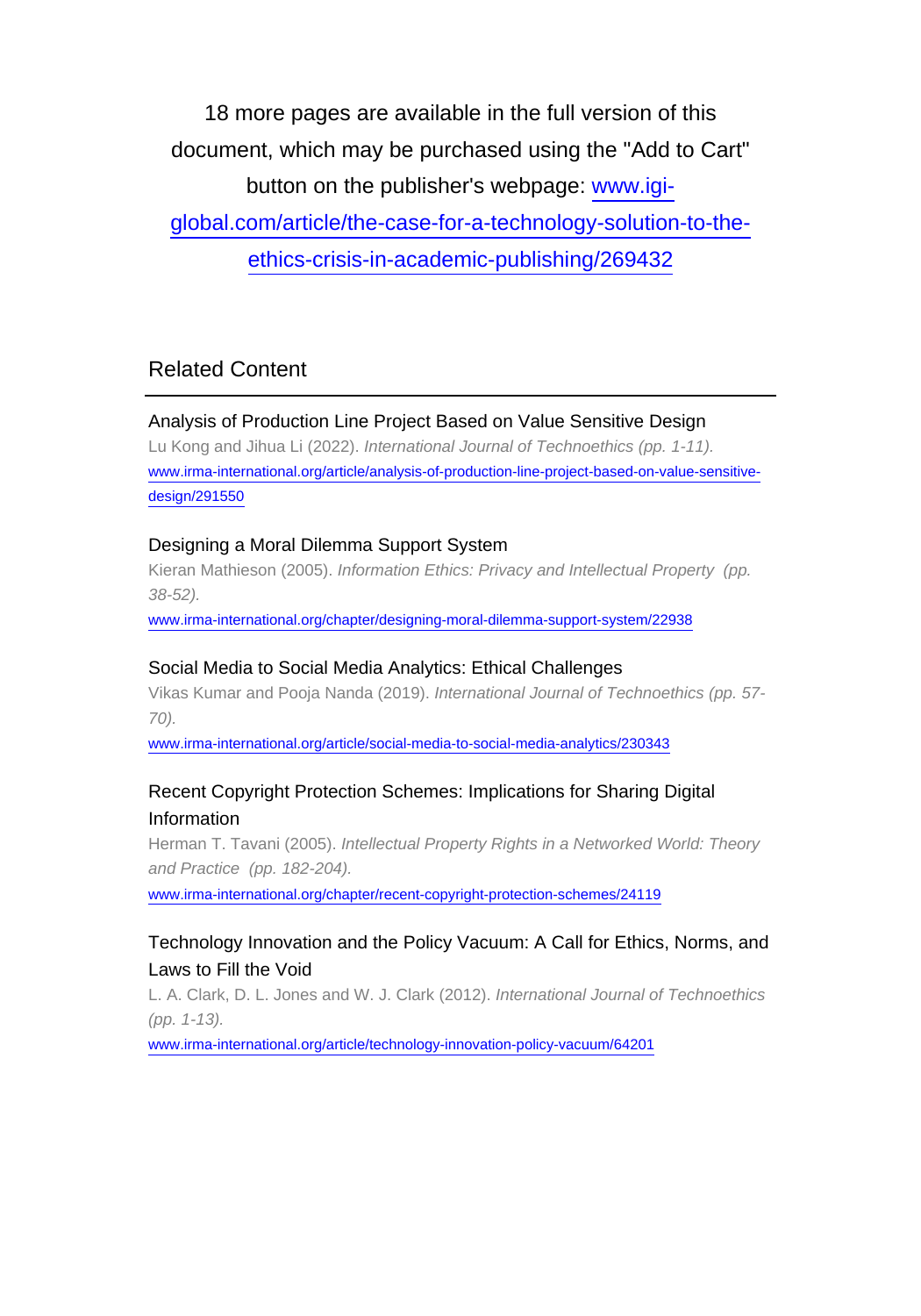18 more pages are available in the full version of this document, which may be purchased using the "Add to Cart" button on the publisher's webpage: www.igi-global.com/article/the-case-for-a-technology-solution-to-the-ethics-crisis-in-academic-publishing/269432

## Related Content

**Analysis of Production Line Project Based on Value Sensitive Design**
Lu Kong and Jihua Li (2022). *International Journal of Technoethics (pp. 1-11).*
www.irma-international.org/article/analysis-of-production-line-project-based-on-value-sensitive-design/291550

**Designing a Moral Dilemma Support System**
Kieran Mathieson (2005). *Information Ethics: Privacy and Intellectual Property (pp. 38-52).*
www.irma-international.org/chapter/designing-moral-dilemma-support-system/22938

**Social Media to Social Media Analytics: Ethical Challenges**
Vikas Kumar and Pooja Nanda (2019). *International Journal of Technoethics (pp. 57-70).*
www.irma-international.org/article/social-media-to-social-media-analytics/230343

**Recent Copyright Protection Schemes: Implications for Sharing Digital Information**
Herman T. Tavani (2005). *Intellectual Property Rights in a Networked World: Theory and Practice (pp. 182-204).*
www.irma-international.org/chapter/recent-copyright-protection-schemes/24119

**Technology Innovation and the Policy Vacuum: A Call for Ethics, Norms, and Laws to Fill the Void**
L. A. Clark, D. L. Jones and W. J. Clark (2012). *International Journal of Technoethics (pp. 1-13).*
www.irma-international.org/article/technology-innovation-policy-vacuum/64201